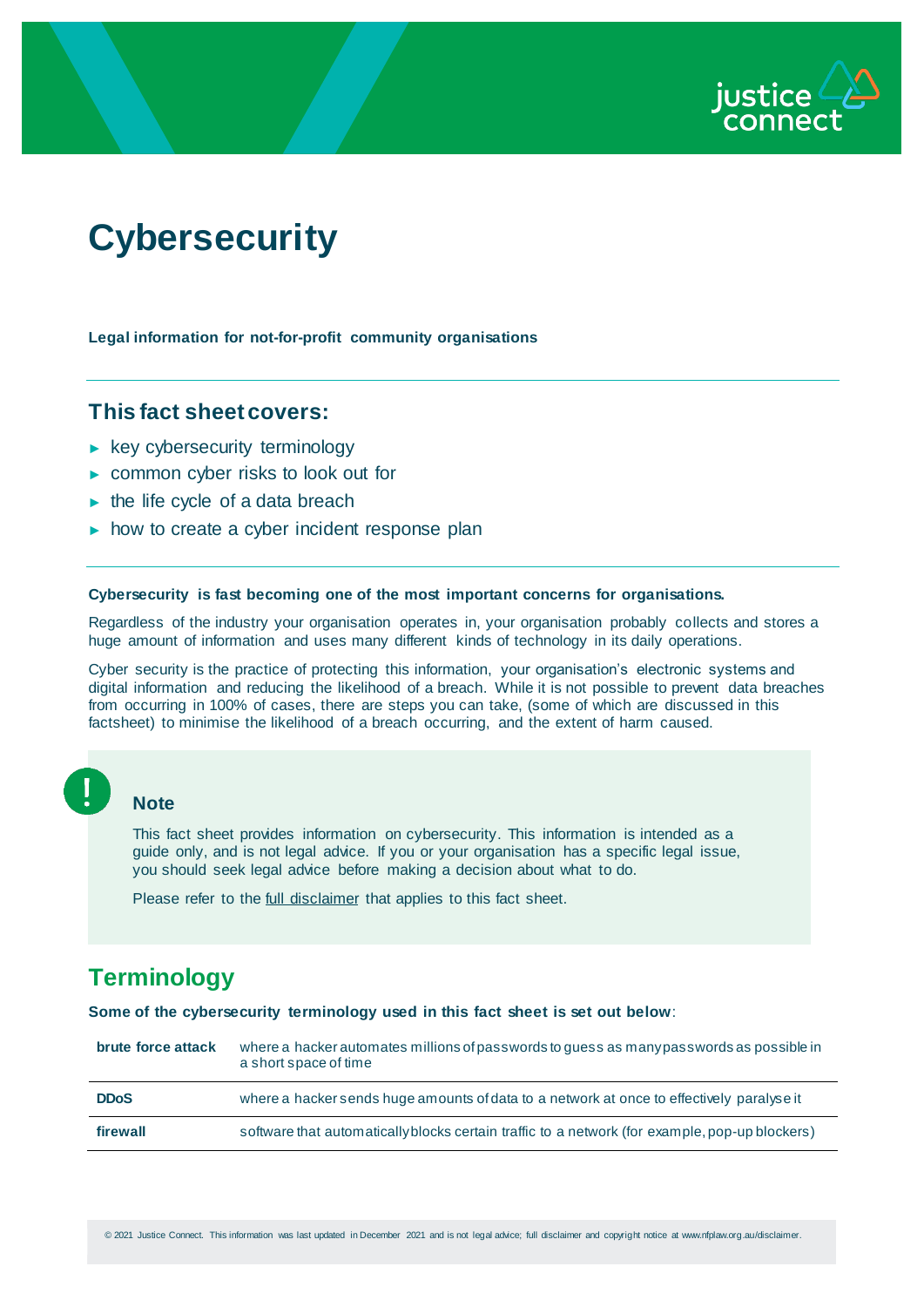# Cybersecurity

**Legal information for not-for-profit community organisations**

## This fact sheet covers:

- key cybersecurity terminology
- common cyber risks to look out for
- the life cycle of a data breach
- how to create a cyber incident response plan

**Cybersecurity is fast becoming one of the most important concerns for organisations.**

Regardless of the industry your organisation operates in, your organisation probably collects and stores a huge amount of information and uses many different kinds of technology in its daily operations.

Cyber security is the practice of protecting this information, your organisation's electronic systems and digital information and reducing the likelihood of a breach. While it is not possible to prevent data breaches from occurring in 100% of cases, there are steps you can take, (some of which are discussed in this factsheet) to minimise the likelihood of a breach occurring, and the extent of harm caused.

> **Note**
>
> This fact sheet provides information on cybersecurity. This information is intended as a guide only, and is not legal advice. If you or your organisation has a specific legal issue, you should seek legal advice before making a decision about what to do.
>
> Please refer to the full disclaimer that applies to this fact sheet.

## Terminology

**Some of the cybersecurity terminology used in this fact sheet is set out below**:

| | |
|---|---|
| **brute force attack** | where a hacker automates millions of passwords to guess as many passwords as possible in a short space of time |
| **DDoS** | where a hacker sends huge amounts of data to a network at once to effectively paralyse it |
| **firewall** | software that automatically blocks certain traffic to a network (for example, pop-up blockers) |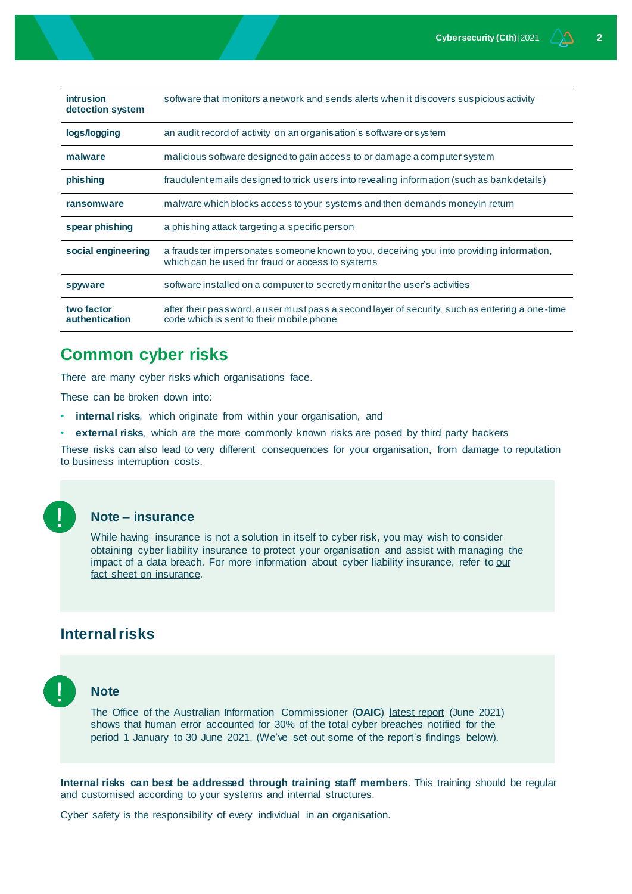| | |
|---|---|
| **intrusion detection system** | software that monitors a network and sends alerts when it discovers suspicious activity |
| **logs/logging** | an audit record of activity on an organisation's software or system |
| **malware** | malicious software designed to gain access to or damage a computer system |
| **phishing** | fraudulent emails designed to trick users into revealing information (such as bank details) |
| **ransomware** | malware which blocks access to your systems and then demands money in return |
| **spear phishing** | a phishing attack targeting a specific person |
| **social engineering** | a fraudster impersonates someone known to you, deceiving you into providing information, which can be used for fraud or access to systems |
| **spyware** | software installed on a computer to secretly monitor the user's activities |
| **two factor authentication** | after their password, a user must pass a second layer of security, such as entering a one-time code which is sent to their mobile phone |

## Common cyber risks

There are many cyber risks which organisations face.

These can be broken down into:

- **internal risks**, which originate from within your organisation, and
- **external risks**, which are the more commonly known risks are posed by third party hackers

These risks can also lead to very different consequences for your organisation, from damage to reputation to business interruption costs.

> **Note – insurance**
>
> While having insurance is not a solution in itself to cyber risk, you may wish to consider obtaining cyber liability insurance to protect your organisation and assist with managing the impact of a data breach. For more information about cyber liability insurance, refer to our fact sheet on insurance.

### Internal risks

> **Note**
>
> The Office of the Australian Information Commissioner (**OAIC**) latest report (June 2021) shows that human error accounted for 30% of the total cyber breaches notified for the period 1 January to 30 June 2021. (We've set out some of the report's findings below).

**Internal risks can best be addressed through training staff members**. This training should be regular and customised according to your systems and internal structures.

Cyber safety is the responsibility of every individual in an organisation.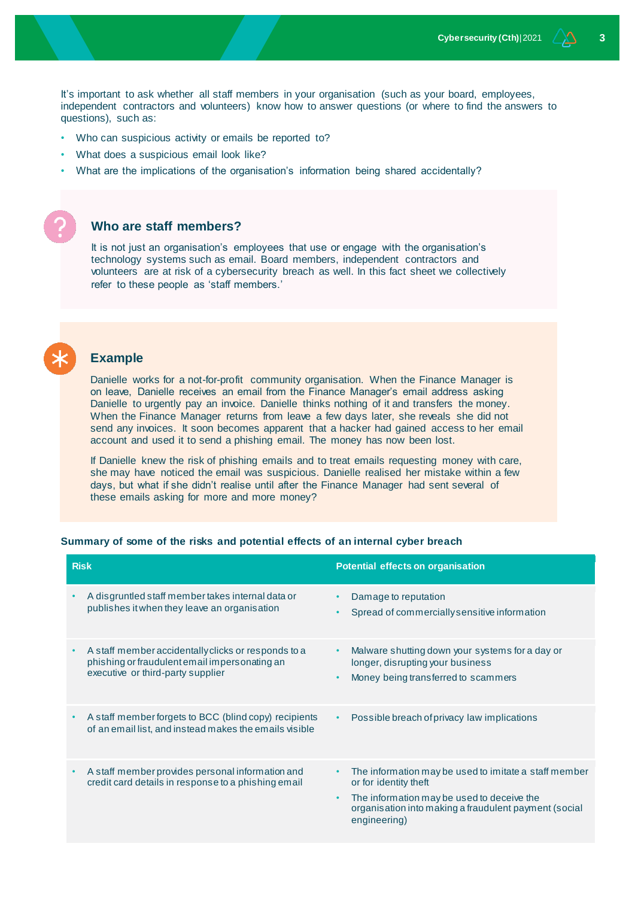It's important to ask whether all staff members in your organisation (such as your board, employees, independent contractors and volunteers) know how to answer questions (or where to find the answers to questions), such as:

- Who can suspicious activity or emails be reported to?
- What does a suspicious email look like?
- What are the implications of the organisation's information being shared accidentally?

### Who are staff members?

It is not just an organisation's employees that use or engage with the organisation's technology systems such as email. Board members, independent contractors and volunteers are at risk of a cybersecurity breach as well. In this fact sheet we collectively refer to these people as 'staff members.'

### Example

Danielle works for a not-for-profit community organisation. When the Finance Manager is on leave, Danielle receives an email from the Finance Manager's email address asking Danielle to urgently pay an invoice. Danielle thinks nothing of it and transfers the money. When the Finance Manager returns from leave a few days later, she reveals she did not send any invoices. It soon becomes apparent that a hacker had gained access to her email account and used it to send a phishing email. The money has now been lost.

If Danielle knew the risk of phishing emails and to treat emails requesting money with care, she may have noticed the email was suspicious. Danielle realised her mistake within a few days, but what if she didn't realise until after the Finance Manager had sent several of these emails asking for more and more money?

**Summary of some of the risks and potential effects of an internal cyber breach**

| Risk | Potential effects on organisation |
|---|---|
| • A disgruntled staff member takes internal data or publishes it when they leave an organisation | • Damage to reputation<br>• Spread of commercially sensitive information |
| • A staff member accidentally clicks or responds to a phishing or fraudulent email impersonating an executive or third-party supplier | • Malware shutting down your systems for a day or longer, disrupting your business<br>• Money being transferred to scammers |
| • A staff member forgets to BCC (blind copy) recipients of an email list, and instead makes the emails visible | • Possible breach of privacy law implications |
| • A staff member provides personal information and credit card details in response to a phishing email | • The information may be used to imitate a staff member or for identity theft<br>• The information may be used to deceive the organisation into making a fraudulent payment (social engineering) |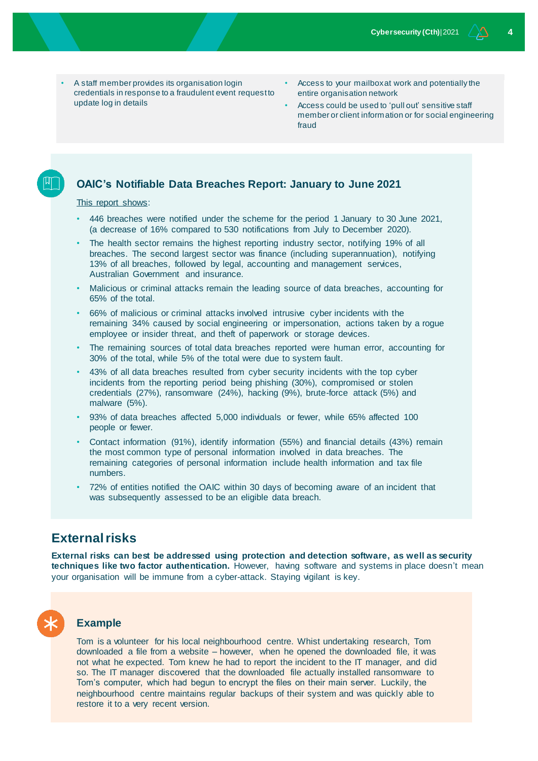- A staff member provides its organisation login credentials in response to a fraudulent event request to update log in details

- Access to your mailbox at work and potentially the entire organisation network
- Access could be used to 'pull out' sensitive staff member or client information or for social engineering fraud

### OAIC's Notifiable Data Breaches Report: January to June 2021

This report shows:

- 446 breaches were notified under the scheme for the period 1 January to 30 June 2021, (a decrease of 16% compared to 530 notifications from July to December 2020).
- The health sector remains the highest reporting industry sector, notifying 19% of all breaches. The second largest sector was finance (including superannuation), notifying 13% of all breaches, followed by legal, accounting and management services, Australian Government and insurance.
- Malicious or criminal attacks remain the leading source of data breaches, accounting for 65% of the total.
- 66% of malicious or criminal attacks involved intrusive cyber incidents with the remaining 34% caused by social engineering or impersonation, actions taken by a rogue employee or insider threat, and theft of paperwork or storage devices.
- The remaining sources of total data breaches reported were human error, accounting for 30% of the total, while 5% of the total were due to system fault.
- 43% of all data breaches resulted from cyber security incidents with the top cyber incidents from the reporting period being phishing (30%), compromised or stolen credentials (27%), ransomware (24%), hacking (9%), brute-force attack (5%) and malware (5%).
- 93% of data breaches affected 5,000 individuals or fewer, while 65% affected 100 people or fewer.
- Contact information (91%), identify information (55%) and financial details (43%) remain the most common type of personal information involved in data breaches. The remaining categories of personal information include health information and tax file numbers.
- 72% of entities notified the OAIC within 30 days of becoming aware of an incident that was subsequently assessed to be an eligible data breach.

## External risks

**External risks can best be addressed using protection and detection software, as well as security techniques like two factor authentication.** However, having software and systems in place doesn't mean your organisation will be immune from a cyber-attack. Staying vigilant is key.

### Example

Tom is a volunteer for his local neighbourhood centre. Whist undertaking research, Tom downloaded a file from a website – however, when he opened the downloaded file, it was not what he expected. Tom knew he had to report the incident to the IT manager, and did so. The IT manager discovered that the downloaded file actually installed ransomware to Tom's computer, which had begun to encrypt the files on their main server. Luckily, the neighbourhood centre maintains regular backups of their system and was quickly able to restore it to a very recent version.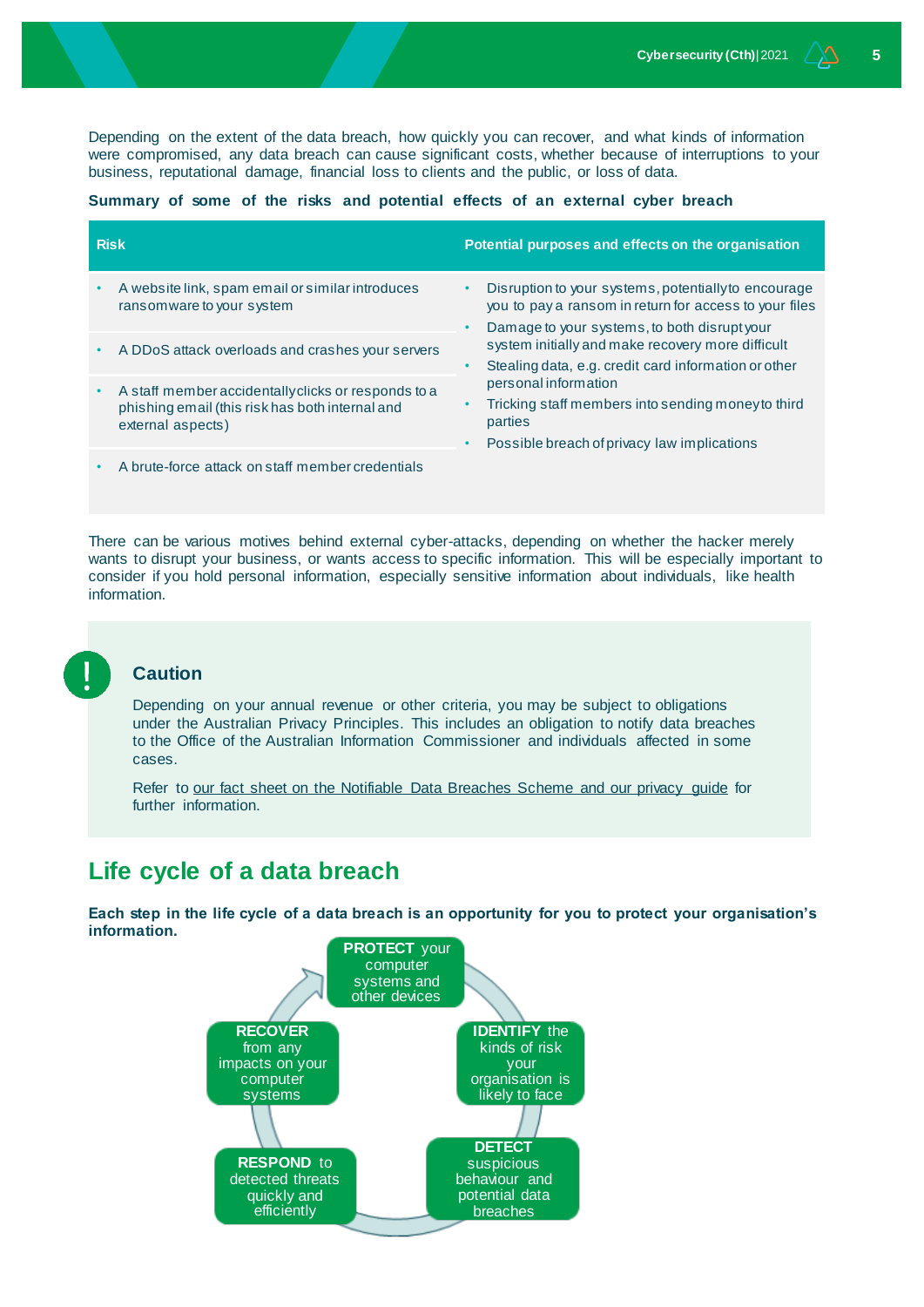Depending on the extent of the data breach, how quickly you can recover, and what kinds of information were compromised, any data breach can cause significant costs, whether because of interruptions to your business, reputational damage, financial loss to clients and the public, or loss of data.

**Summary of some of the risks and potential effects of an external cyber breach**

| Risk | Potential purposes and effects on the organisation |
|---|---|
| • A website link, spam email or similar introduces ransomware to your system<br>• A DDoS attack overloads and crashes your servers<br>• A staff member accidentally clicks or responds to a phishing email (this risk has both internal and external aspects)<br>• A brute-force attack on staff member credentials | • Disruption to your systems, potentially to encourage you to pay a ransom in return for access to your files<br>• Damage to your systems, to both disrupt your system initially and make recovery more difficult<br>• Stealing data, e.g. credit card information or other personal information<br>• Tricking staff members into sending money to third parties<br>• Possible breach of privacy law implications |

There can be various motives behind external cyber-attacks, depending on whether the hacker merely wants to disrupt your business, or wants access to specific information. This will be especially important to consider if you hold personal information, especially sensitive information about individuals, like health information.

> **Caution**
>
> Depending on your annual revenue or other criteria, you may be subject to obligations under the Australian Privacy Principles. This includes an obligation to notify data breaches to the Office of the Australian Information Commissioner and individuals affected in some cases.
>
> Refer to our fact sheet on the Notifiable Data Breaches Scheme and our privacy guide for further information.

## Life cycle of a data breach

**Each step in the life cycle of a data breach is an opportunity for you to protect your organisation's information.**

- **PROTECT** your computer systems and other devices
- **IDENTIFY** the kinds of risk your organisation is likely to face
- **DETECT** suspicious behaviour and potential data breaches
- **RESPOND** to detected threats quickly and efficiently
- **RECOVER** from any impacts on your computer systems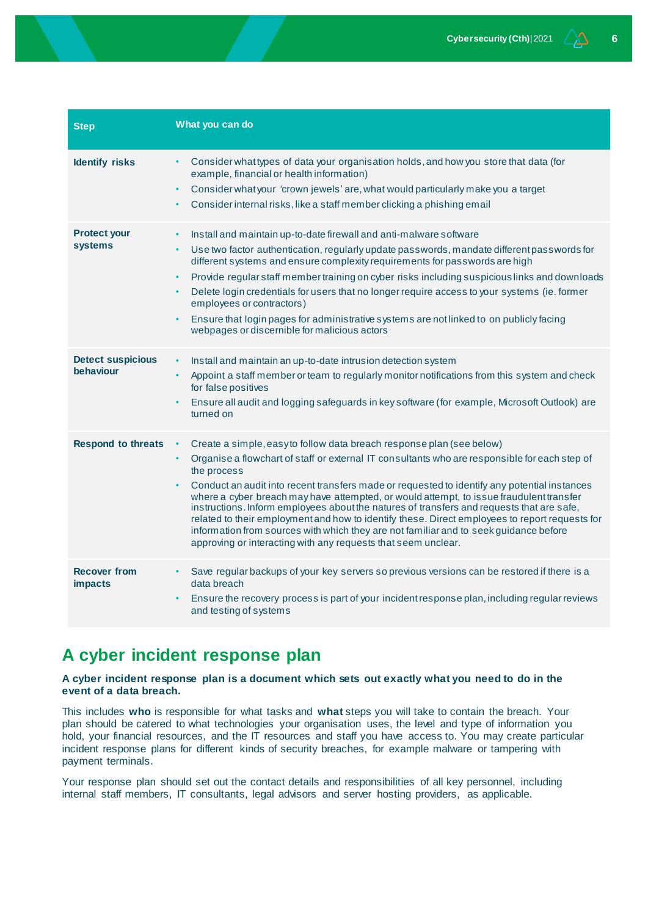| Step | What you can do |
|---|---|
| **Identify risks** | • Consider what types of data your organisation holds, and how you store that data (for example, financial or health information)<br>• Consider what your 'crown jewels' are, what would particularly make you a target<br>• Consider internal risks, like a staff member clicking a phishing email |
| **Protect your systems** | • Install and maintain up-to-date firewall and anti-malware software<br>• Use two factor authentication, regularly update passwords, mandate different passwords for different systems and ensure complexity requirements for passwords are high<br>• Provide regular staff member training on cyber risks including suspicious links and downloads<br>• Delete login credentials for users that no longer require access to your systems (ie. former employees or contractors)<br>• Ensure that login pages for administrative systems are not linked to on publicly facing webpages or discernible for malicious actors |
| **Detect suspicious behaviour** | • Install and maintain an up-to-date intrusion detection system<br>• Appoint a staff member or team to regularly monitor notifications from this system and check for false positives<br>• Ensure all audit and logging safeguards in key software (for example, Microsoft Outlook) are turned on |
| **Respond to threats** | • Create a simple, easy to follow data breach response plan (see below)<br>• Organise a flowchart of staff or external IT consultants who are responsible for each step of the process<br>• Conduct an audit into recent transfers made or requested to identify any potential instances where a cyber breach may have attempted, or would attempt, to issue fraudulent transfer instructions. Inform employees about the natures of transfers and requests that are safe, related to their employment and how to identify these. Direct employees to report requests for information from sources with which they are not familiar and to seek guidance before approving or interacting with any requests that seem unclear. |
| **Recover from impacts** | • Save regular backups of your key servers so previous versions can be restored if there is a data breach<br>• Ensure the recovery process is part of your incident response plan, including regular reviews and testing of systems |

## A cyber incident response plan

**A cyber incident response plan is a document which sets out exactly what you need to do in the event of a data breach.**

This includes **who** is responsible for what tasks and **what** steps you will take to contain the breach. Your plan should be catered to what technologies your organisation uses, the level and type of information you hold, your financial resources, and the IT resources and staff you have access to. You may create particular incident response plans for different kinds of security breaches, for example malware or tampering with payment terminals.

Your response plan should set out the contact details and responsibilities of all key personnel, including internal staff members, IT consultants, legal advisors and server hosting providers, as applicable.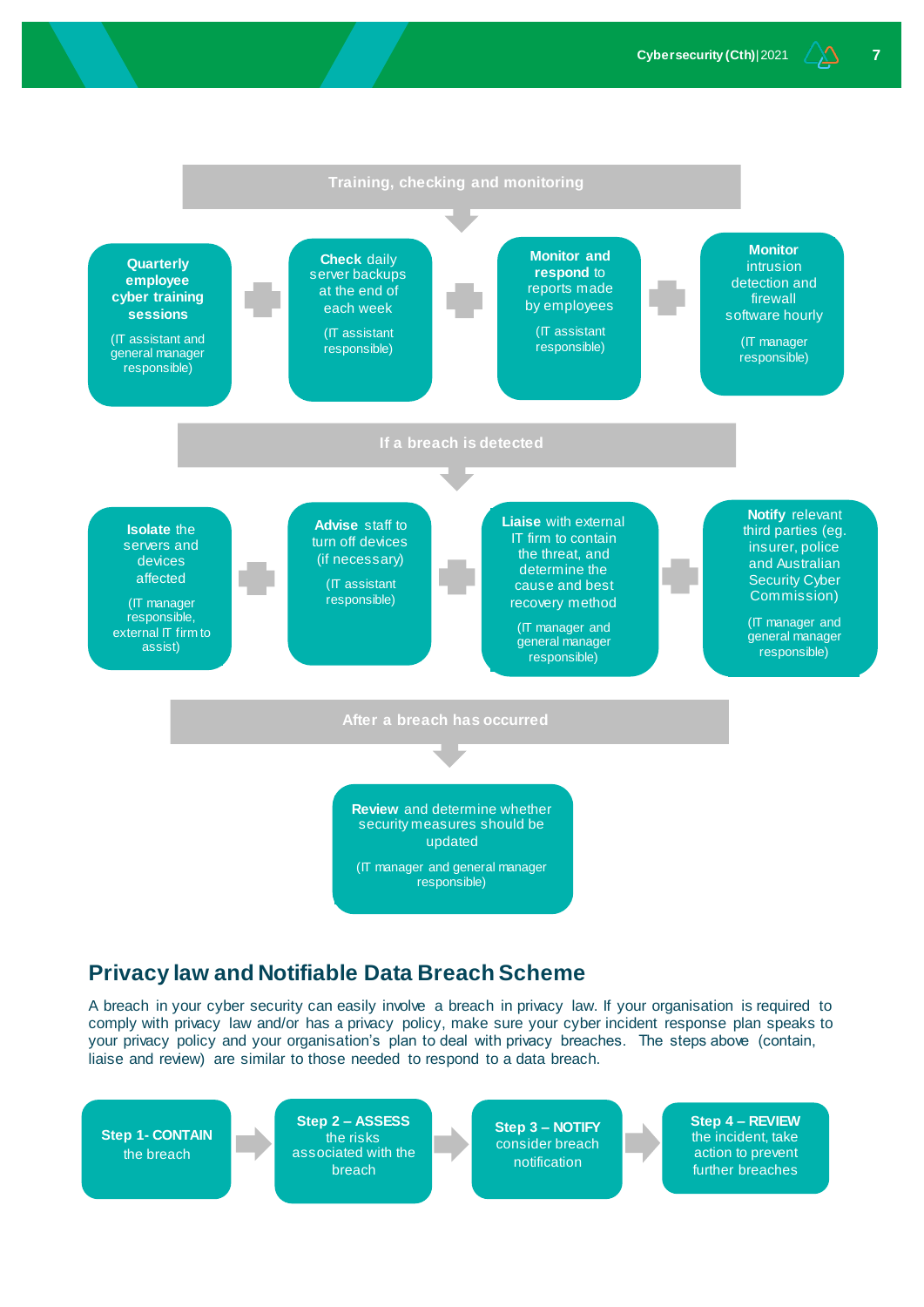**Training, checking and monitoring**

- **Quarterly employee cyber training sessions** (IT assistant and general manager responsible)
- **Check** daily server backups at the end of each week (IT assistant responsible)
- **Monitor and respond** to reports made by employees (IT assistant responsible)
- **Monitor** intrusion detection and firewall software hourly (IT manager responsible)

**If a breach is detected**

- **Isolate** the servers and devices affected (IT manager responsible, external IT firm to assist)
- **Advise** staff to turn off devices (if necessary) (IT assistant responsible)
- **Liaise** with external IT firm to contain the threat, and determine the cause and best recovery method (IT manager and general manager responsible)
- **Notify** relevant third parties (eg. insurer, police and Australian Security Cyber Commission) (IT manager and general manager responsible)

**After a breach has occurred**

- **Review** and determine whether security measures should be updated (IT manager and general manager responsible)

## Privacy law and Notifiable Data Breach Scheme

A breach in your cyber security can easily involve a breach in privacy law. If your organisation is required to comply with privacy law and/or has a privacy policy, make sure your cyber incident response plan speaks to your privacy policy and your organisation's plan to deal with privacy breaches. The steps above (contain, liaise and review) are similar to those needed to respond to a data breach.

1. **Step 1- CONTAIN** the breach
2. **Step 2 – ASSESS** the risks associated with the breach
3. **Step 3 – NOTIFY** consider breach notification
4. **Step 4 – REVIEW** the incident, take action to prevent further breaches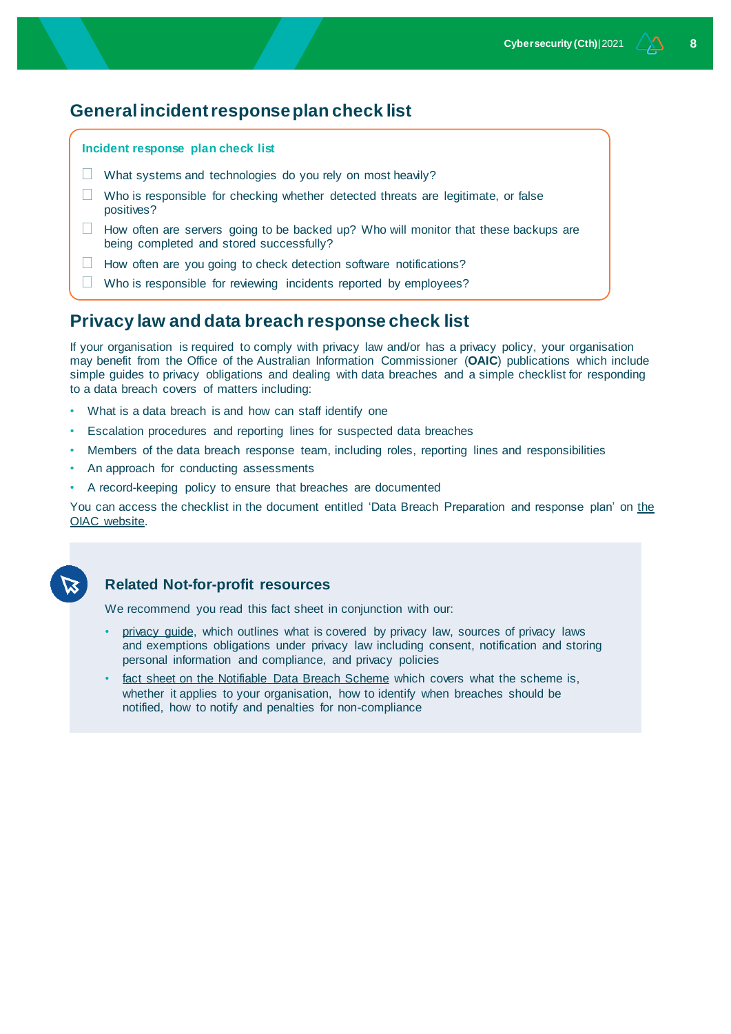## General incident response plan check list

**Incident response plan check list**

- [ ] What systems and technologies do you rely on most heavily?
- [ ] Who is responsible for checking whether detected threats are legitimate, or false positives?
- [ ] How often are servers going to be backed up? Who will monitor that these backups are being completed and stored successfully?
- [ ] How often are you going to check detection software notifications?
- [ ] Who is responsible for reviewing incidents reported by employees?

## Privacy law and data breach response check list

If your organisation is required to comply with privacy law and/or has a privacy policy, your organisation may benefit from the Office of the Australian Information Commissioner (**OAIC**) publications which include simple guides to privacy obligations and dealing with data breaches and a simple checklist for responding to a data breach covers of matters including:

- What is a data breach is and how can staff identify one
- Escalation procedures and reporting lines for suspected data breaches
- Members of the data breach response team, including roles, reporting lines and responsibilities
- An approach for conducting assessments
- A record-keeping policy to ensure that breaches are documented

You can access the checklist in the document entitled 'Data Breach Preparation and response plan' on the OIAC website.

### Related Not-for-profit resources

We recommend you read this fact sheet in conjunction with our:

- privacy guide, which outlines what is covered by privacy law, sources of privacy laws and exemptions obligations under privacy law including consent, notification and storing personal information and compliance, and privacy policies
- fact sheet on the Notifiable Data Breach Scheme which covers what the scheme is, whether it applies to your organisation, how to identify when breaches should be notified, how to notify and penalties for non-compliance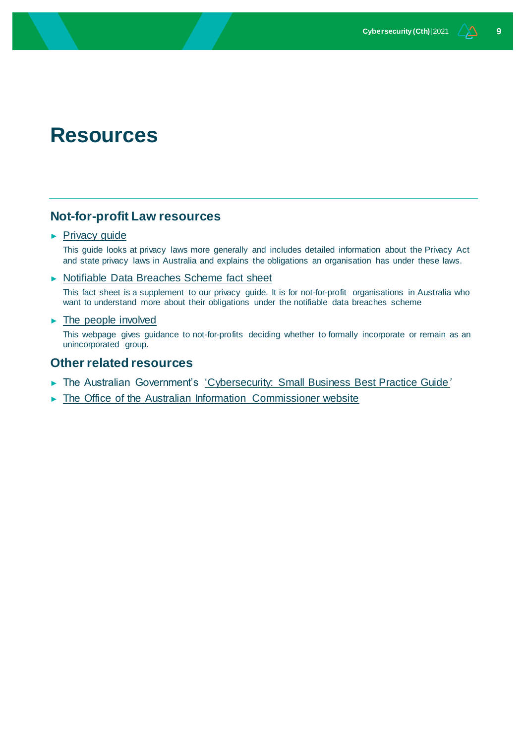# Resources

## Not-for-profit Law resources

- Privacy guide

  This guide looks at privacy laws more generally and includes detailed information about the Privacy Act and state privacy laws in Australia and explains the obligations an organisation has under these laws.

- Notifiable Data Breaches Scheme fact sheet

  This fact sheet is a supplement to our privacy guide. It is for not-for-profit organisations in Australia who want to understand more about their obligations under the notifiable data breaches scheme

- The people involved

  This webpage gives guidance to not-for-profits deciding whether to formally incorporate or remain as an unincorporated group.

## Other related resources

- The Australian Government's 'Cybersecurity: Small Business Best Practice Guide'
- The Office of the Australian Information Commissioner website